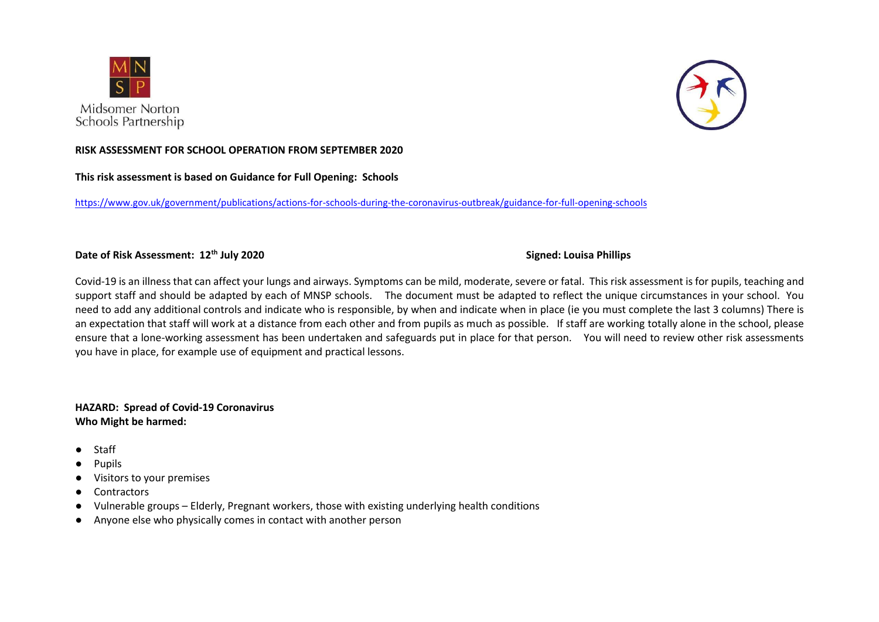MNSP

Midsomer Norton Schools Partnership

**RISK ASSESSMENT FOR SCHOOL OPERATION FROM SEPTEMBER 2020**

**This risk assessment is based on Guidance for Full Opening: Schools**

https://www.gov.uk/government/publications/actions-for-schools-during-the-coronavirus-outbreak/guidance-for-full-opening-schools

**Date of Risk Assessment: 12th July 2020** **Signed: Louisa Phillips**

Covid-19 is an illness that can affect your lungs and airways. Symptoms can be mild, moderate, severe or fatal. This risk assessment is for pupils, teaching and support staff and should be adapted by each of MNSP schools. The document must be adapted to reflect the unique circumstances in your school. You need to add any additional controls and indicate who is responsible, by when and indicate when in place (ie you must complete the last 3 columns) There is an expectation that staff will work at a distance from each other and from pupils as much as possible. If staff are working totally alone in the school, please ensure that a lone-working assessment has been undertaken and safeguards put in place for that person. You will need to review other risk assessments you have in place, for example use of equipment and practical lessons.

**HAZARD: Spread of Covid-19 Coronavirus**
**Who Might be harmed:**

- Staff
- Pupils
- Visitors to your premises
- Contractors
- Vulnerable groups – Elderly, Pregnant workers, those with existing underlying health conditions
- Anyone else who physically comes in contact with another person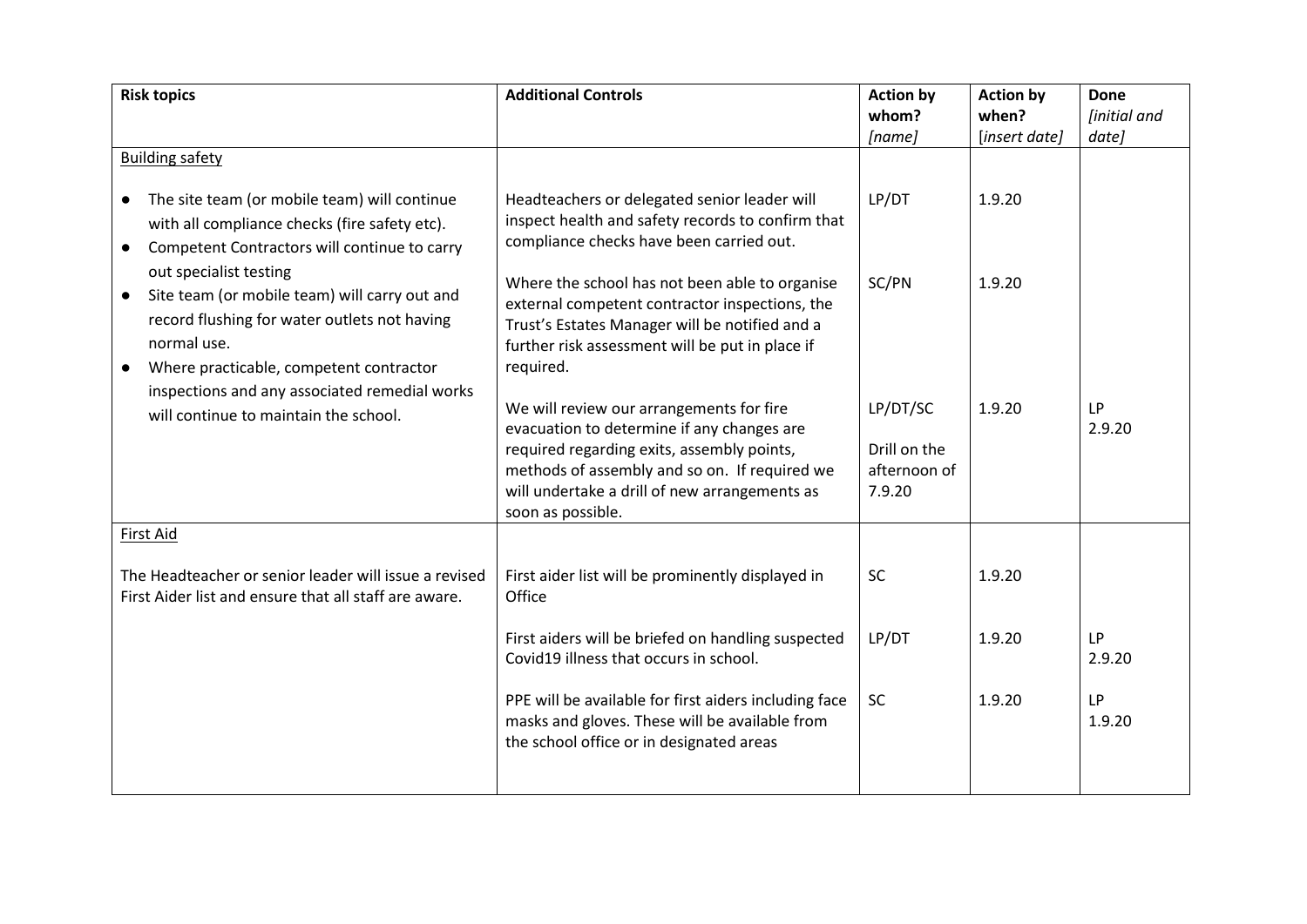| Risk topics | Additional Controls | Action by whom? *[name]* | Action by when? [*insert date]* | Done *[initial and date]* |
|---|---|---|---|---|
| <u>Building safety</u> | | | | |
| • The site team (or mobile team) will continue with all compliance checks (fire safety etc).<br>• Competent Contractors will continue to carry out specialist testing<br>• Site team (or mobile team) will carry out and record flushing for water outlets not having normal use.<br>• Where practicable, competent contractor inspections and any associated remedial works will continue to maintain the school. | Headteachers or delegated senior leader will inspect health and safety records to confirm that compliance checks have been carried out. | LP/DT | 1.9.20 | |
| | Where the school has not been able to organise external competent contractor inspections, the Trust's Estates Manager will be notified and a further risk assessment will be put in place if required. | SC/PN | 1.9.20 | |
| | We will review our arrangements for fire evacuation to determine if any changes are required regarding exits, assembly points, methods of assembly and so on. If required we will undertake a drill of new arrangements as soon as possible. | LP/DT/SC<br><br>Drill on the afternoon of 7.9.20 | 1.9.20 | LP<br>2.9.20 |
| <u>First Aid</u> | | | | |
| The Headteacher or senior leader will issue a revised First Aider list and ensure that all staff are aware. | First aider list will be prominently displayed in Office | SC | 1.9.20 | |
| | First aiders will be briefed on handling suspected Covid19 illness that occurs in school. | LP/DT | 1.9.20 | LP<br>2.9.20 |
| | PPE will be available for first aiders including face masks and gloves. These will be available from the school office or in designated areas | SC | 1.9.20 | LP<br>1.9.20 |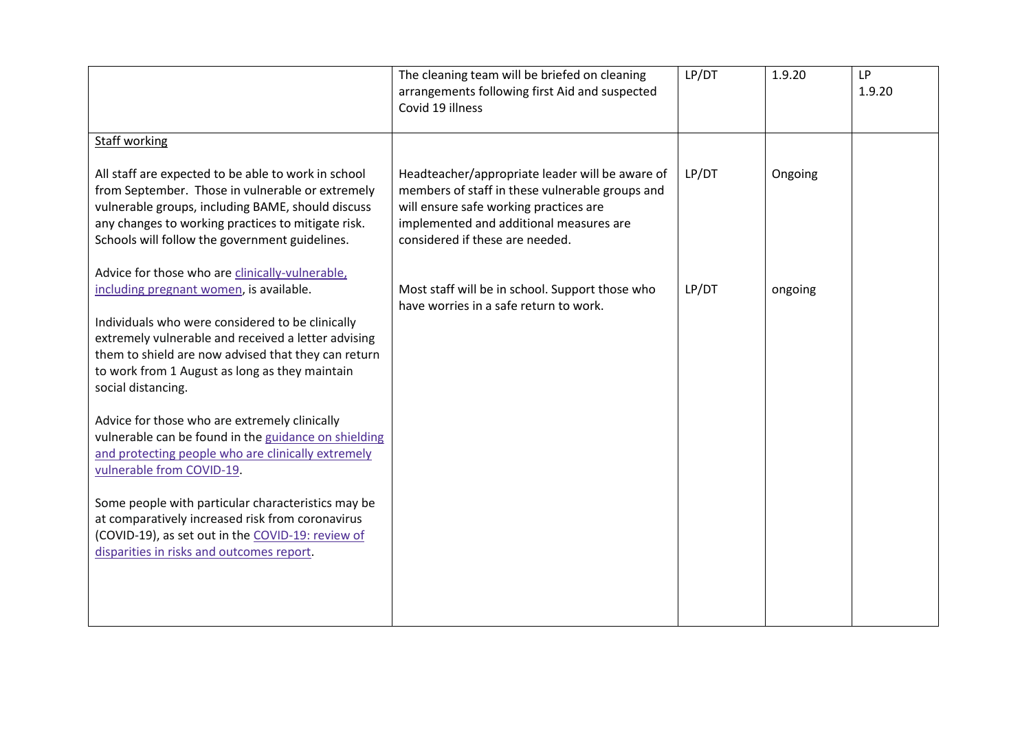| | | | | |
|---|---|---|---|---|
| | The cleaning team will be briefed on cleaning arrangements following first Aid and suspected Covid 19 illness | LP/DT | 1.9.20 | LP 1.9.20 |
| Staff working<br><br>All staff are expected to be able to work in school from September. Those in vulnerable or extremely vulnerable groups, including BAME, should discuss any changes to working practices to mitigate risk. Schools will follow the government guidelines. | Headteacher/appropriate leader will be aware of members of staff in these vulnerable groups and will ensure safe working practices are implemented and additional measures are considered if these are needed. | LP/DT | Ongoing | |
| Advice for those who are clinically-vulnerable, including pregnant women, is available.<br><br>Individuals who were considered to be clinically extremely vulnerable and received a letter advising them to shield are now advised that they can return to work from 1 August as long as they maintain social distancing.<br><br>Advice for those who are extremely clinically vulnerable can be found in the guidance on shielding and protecting people who are clinically extremely vulnerable from COVID-19.<br><br>Some people with particular characteristics may be at comparatively increased risk from coronavirus (COVID-19), as set out in the COVID-19: review of disparities in risks and outcomes report. | Most staff will be in school. Support those who have worries in a safe return to work. | LP/DT | ongoing | |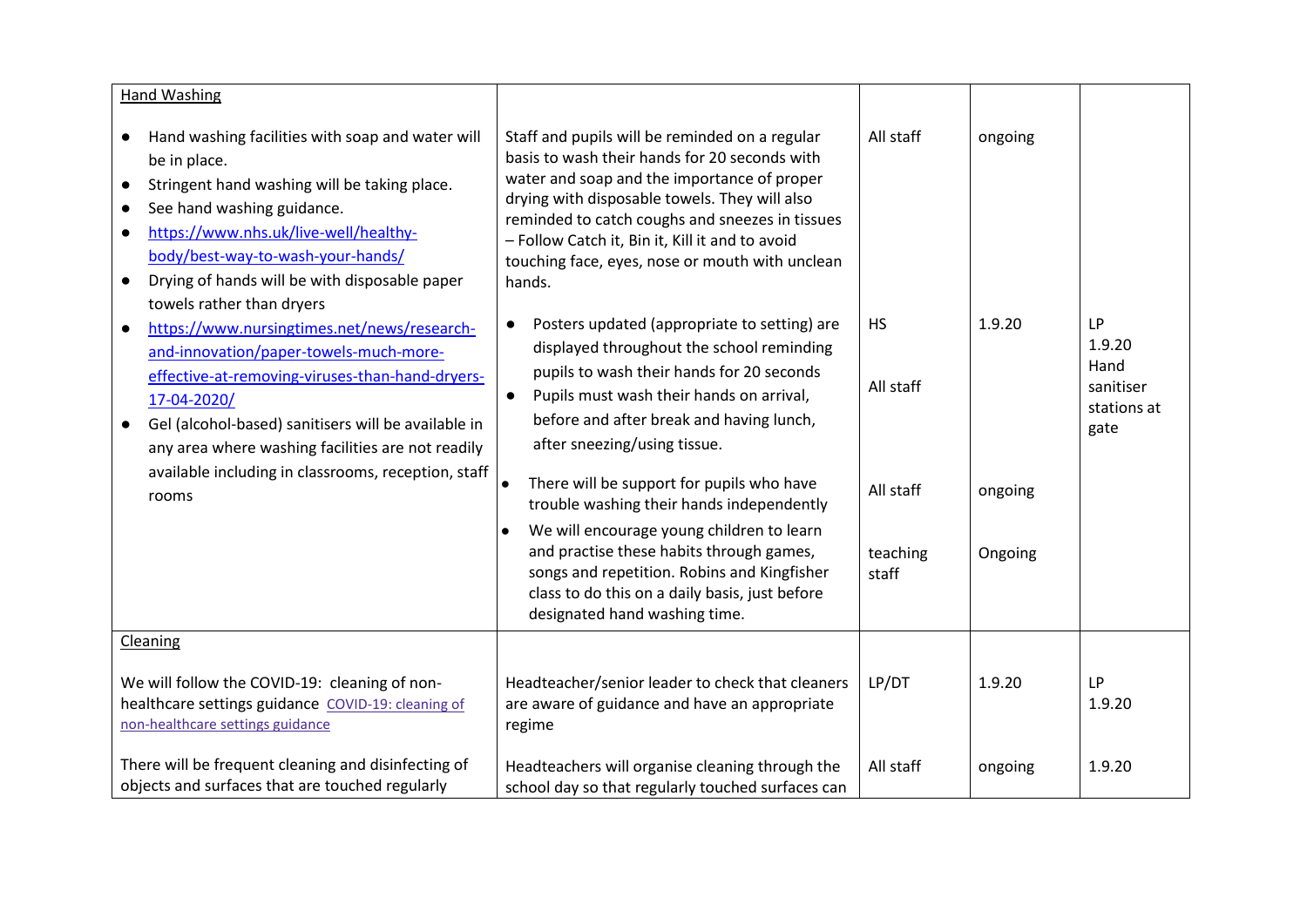| | | | | |
|---|---|---|---|---|
| Hand Washing<br><br>● Hand washing facilities with soap and water will be in place.<br>● Stringent hand washing will be taking place.<br>● See hand washing guidance.<br>● https://www.nhs.uk/live-well/healthy-body/best-way-to-wash-your-hands/<br>● Drying of hands will be with disposable paper towels rather than dryers<br>● https://www.nursingtimes.net/news/research-and-innovation/paper-towels-much-more-effective-at-removing-viruses-than-hand-dryers-17-04-2020/<br>● Gel (alcohol-based) sanitisers will be available in any area where washing facilities are not readily available including in classrooms, reception, staff rooms | Staff and pupils will be reminded on a regular basis to wash their hands for 20 seconds with water and soap and the importance of proper drying with disposable towels. They will also reminded to catch coughs and sneezes in tissues – Follow Catch it, Bin it, Kill it and to avoid touching face, eyes, nose or mouth with unclean hands. | All staff | ongoing | |
| | ● Posters updated (appropriate to setting) are displayed throughout the school reminding pupils to wash their hands for 20 seconds<br>● Pupils must wash their hands on arrival, before and after break and having lunch, after sneezing/using tissue. | HS<br><br>All staff | 1.9.20 | LP 1.9.20 Hand sanitiser stations at gate |
| | ● There will be support for pupils who have trouble washing their hands independently | All staff | ongoing | |
| | ● We will encourage young children to learn and practise these habits through games, songs and repetition. Robins and Kingfisher class to do this on a daily basis, just before designated hand washing time. | teaching staff | Ongoing | |
| Cleaning<br><br>We will follow the COVID-19: cleaning of non-healthcare settings guidance COVID-19: cleaning of non-healthcare settings guidance | Headteacher/senior leader to check that cleaners are aware of guidance and have an appropriate regime | LP/DT | 1.9.20 | LP 1.9.20 |
| There will be frequent cleaning and disinfecting of objects and surfaces that are touched regularly | Headteachers will organise cleaning through the school day so that regularly touched surfaces can | All staff | ongoing | 1.9.20 |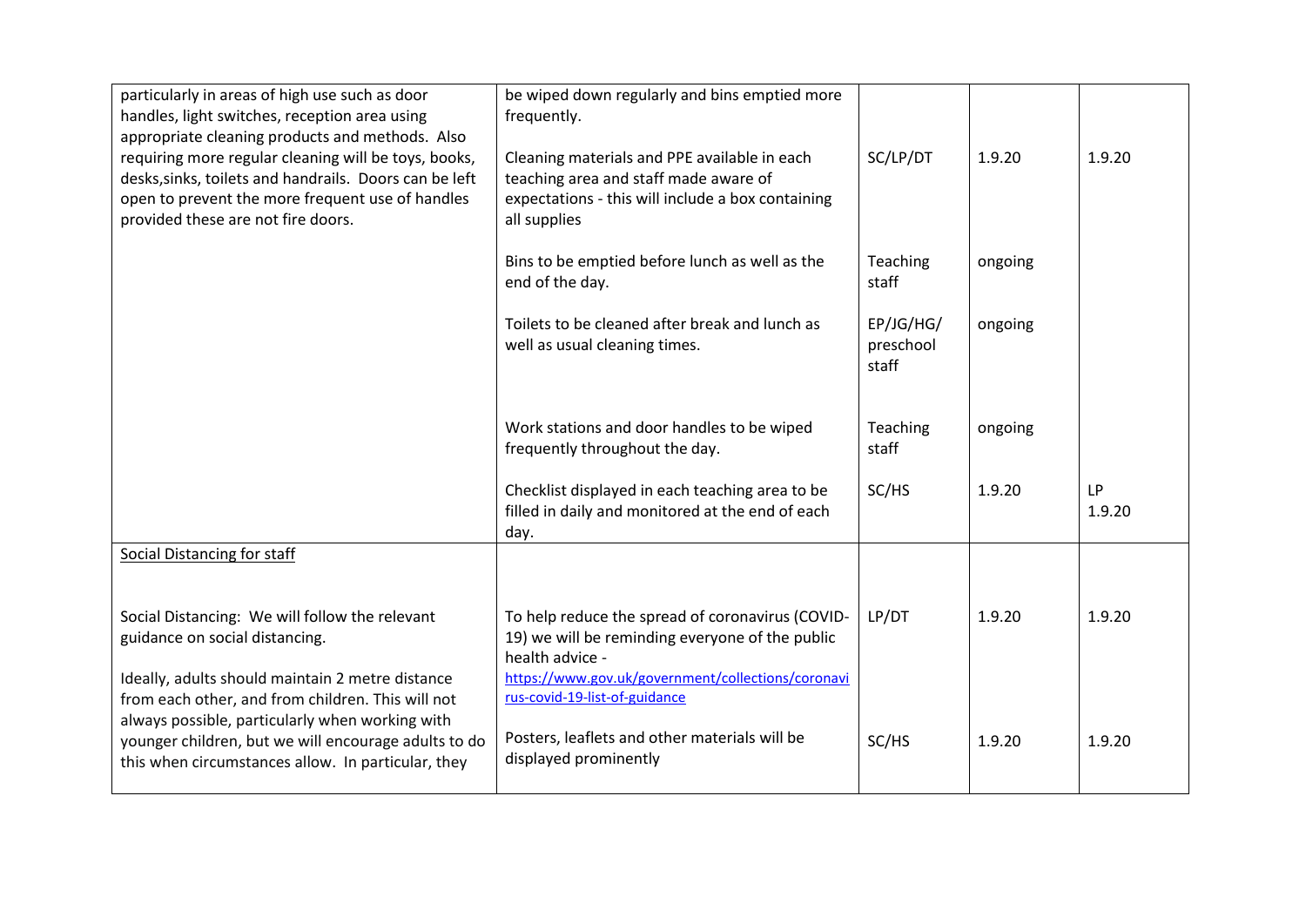| | | | | |
|---|---|---|---|---|
| particularly in areas of high use such as door handles, light switches, reception area using appropriate cleaning products and methods. Also requiring more regular cleaning will be toys, books, desks,sinks, toilets and handrails. Doors can be left open to prevent the more frequent use of handles provided these are not fire doors. | be wiped down regularly and bins emptied more frequently. | | | |
| | Cleaning materials and PPE available in each teaching area and staff made aware of expectations - this will include a box containing all supplies | SC/LP/DT | 1.9.20 | 1.9.20 |
| | Bins to be emptied before lunch as well as the end of the day. | Teaching staff | ongoing | |
| | Toilets to be cleaned after break and lunch as well as usual cleaning times. | EP/JG/HG/ preschool staff | ongoing | |
| | Work stations and door handles to be wiped frequently throughout the day. | Teaching staff | ongoing | |
| | Checklist displayed in each teaching area to be filled in daily and monitored at the end of each day. | SC/HS | 1.9.20 | LP 1.9.20 |
| <u>Social Distancing for staff</u> | | | | |
| Social Distancing: We will follow the relevant guidance on social distancing.<br><br>Ideally, adults should maintain 2 metre distance from each other, and from children. This will not always possible, particularly when working with younger children, but we will encourage adults to do this when circumstances allow. In particular, they | To help reduce the spread of coronavirus (COVID-19) we will be reminding everyone of the public health advice - https://www.gov.uk/government/collections/coronavirus-covid-19-list-of-guidance | LP/DT | 1.9.20 | 1.9.20 |
| | Posters, leaflets and other materials will be displayed prominently | SC/HS | 1.9.20 | 1.9.20 |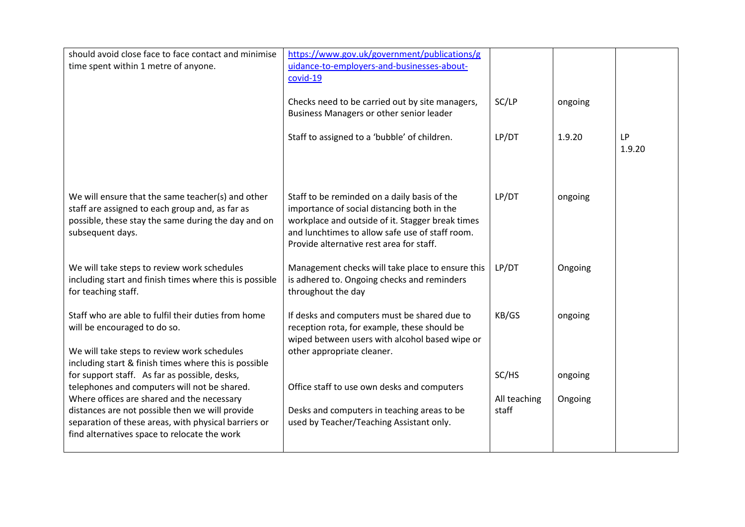| | | | | |
|---|---|---|---|---|
| should avoid close face to face contact and minimise time spent within 1 metre of anyone. | https://www.gov.uk/government/publications/guidance-to-employers-and-businesses-about-covid-19 | | | |
| | Checks need to be carried out by site managers, Business Managers or other senior leader | SC/LP | ongoing | |
| | Staff to assigned to a 'bubble' of children. | LP/DT | 1.9.20 | LP 1.9.20 |
| We will ensure that the same teacher(s) and other staff are assigned to each group and, as far as possible, these stay the same during the day and on subsequent days. | Staff to be reminded on a daily basis of the importance of social distancing both in the workplace and outside of it. Stagger break times and lunchtimes to allow safe use of staff room. Provide alternative rest area for staff. | LP/DT | ongoing | |
| We will take steps to review work schedules including start and finish times where this is possible for teaching staff. | Management checks will take place to ensure this is adhered to. Ongoing checks and reminders throughout the day | LP/DT | Ongoing | |
| Staff who are able to fulfil their duties from home will be encouraged to do so.<br><br>We will take steps to review work schedules including start & finish times where this is possible for support staff. As far as possible, desks, telephones and computers will not be shared. Where offices are shared and the necessary distances are not possible then we will provide separation of these areas, with physical barriers or find alternatives space to relocate the work | If desks and computers must be shared due to reception rota, for example, these should be wiped between users with alcohol based wipe or other appropriate cleaner. | KB/GS | ongoing | |
| | Office staff to use own desks and computers | SC/HS | ongoing | |
| | Desks and computers in teaching areas to be used by Teacher/Teaching Assistant only. | All teaching staff | Ongoing | |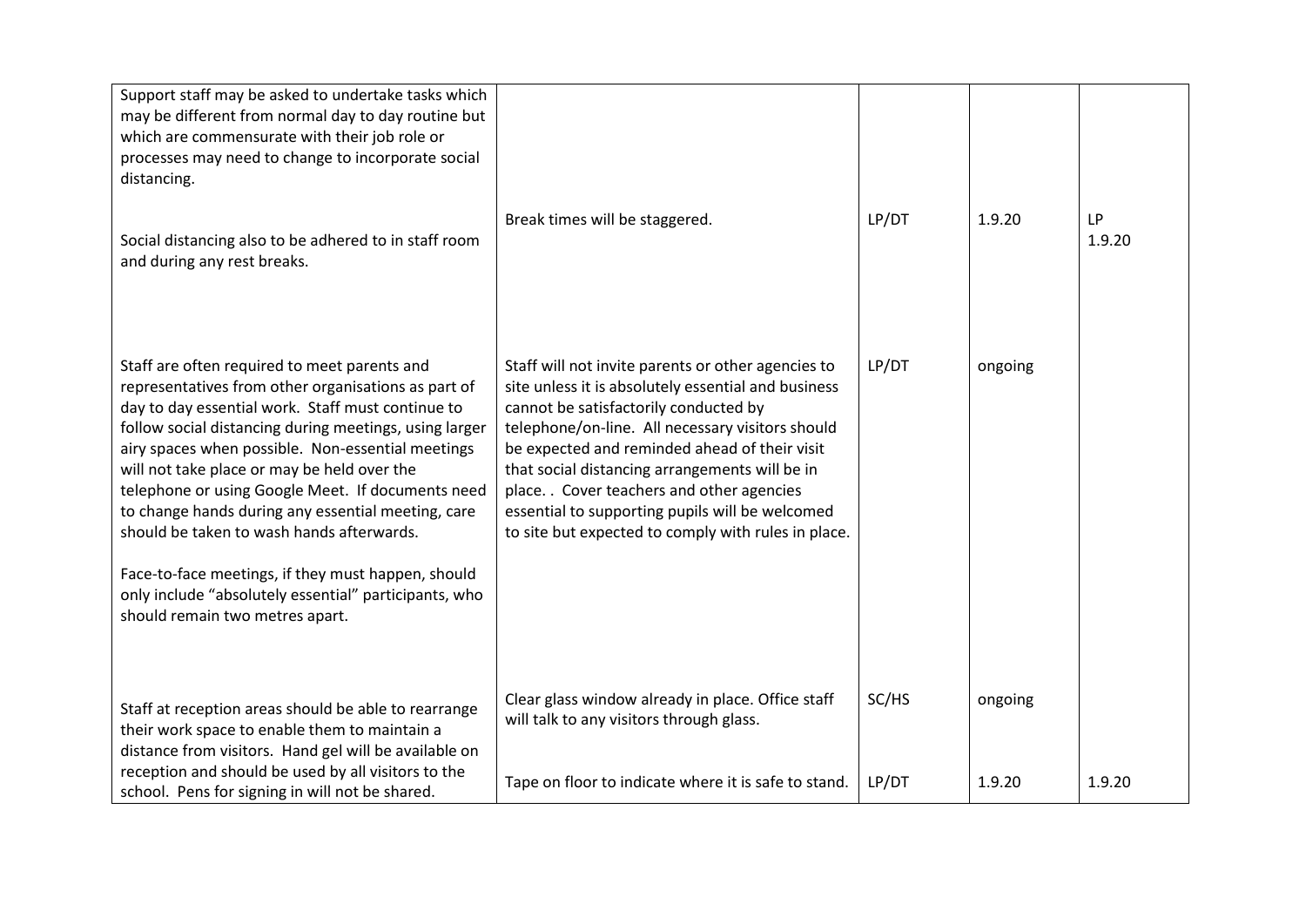| | | | | |
|---|---|---|---|---|
| Support staff may be asked to undertake tasks which may be different from normal day to day routine but which are commensurate with their job role or processes may need to change to incorporate social distancing.<br><br>Social distancing also to be adhered to in staff room and during any rest breaks. | Break times will be staggered. | LP/DT | 1.9.20 | LP 1.9.20 |
| Staff are often required to meet parents and representatives from other organisations as part of day to day essential work. Staff must continue to follow social distancing during meetings, using larger airy spaces when possible. Non-essential meetings will not take place or may be held over the telephone or using Google Meet. If documents need to change hands during any essential meeting, care should be taken to wash hands afterwards.<br><br>Face-to-face meetings, if they must happen, should only include "absolutely essential" participants, who should remain two metres apart. | Staff will not invite parents or other agencies to site unless it is absolutely essential and business cannot be satisfactorily conducted by telephone/on-line. All necessary visitors should be expected and reminded ahead of their visit that social distancing arrangements will be in place. . Cover teachers and other agencies essential to supporting pupils will be welcomed to site but expected to comply with rules in place. | LP/DT | ongoing | |
| Staff at reception areas should be able to rearrange their work space to enable them to maintain a distance from visitors. Hand gel will be available on reception and should be used by all visitors to the school. Pens for signing in will not be shared. | Clear glass window already in place. Office staff will talk to any visitors through glass. | SC/HS | ongoing | |
| | Tape on floor to indicate where it is safe to stand. | LP/DT | 1.9.20 | 1.9.20 |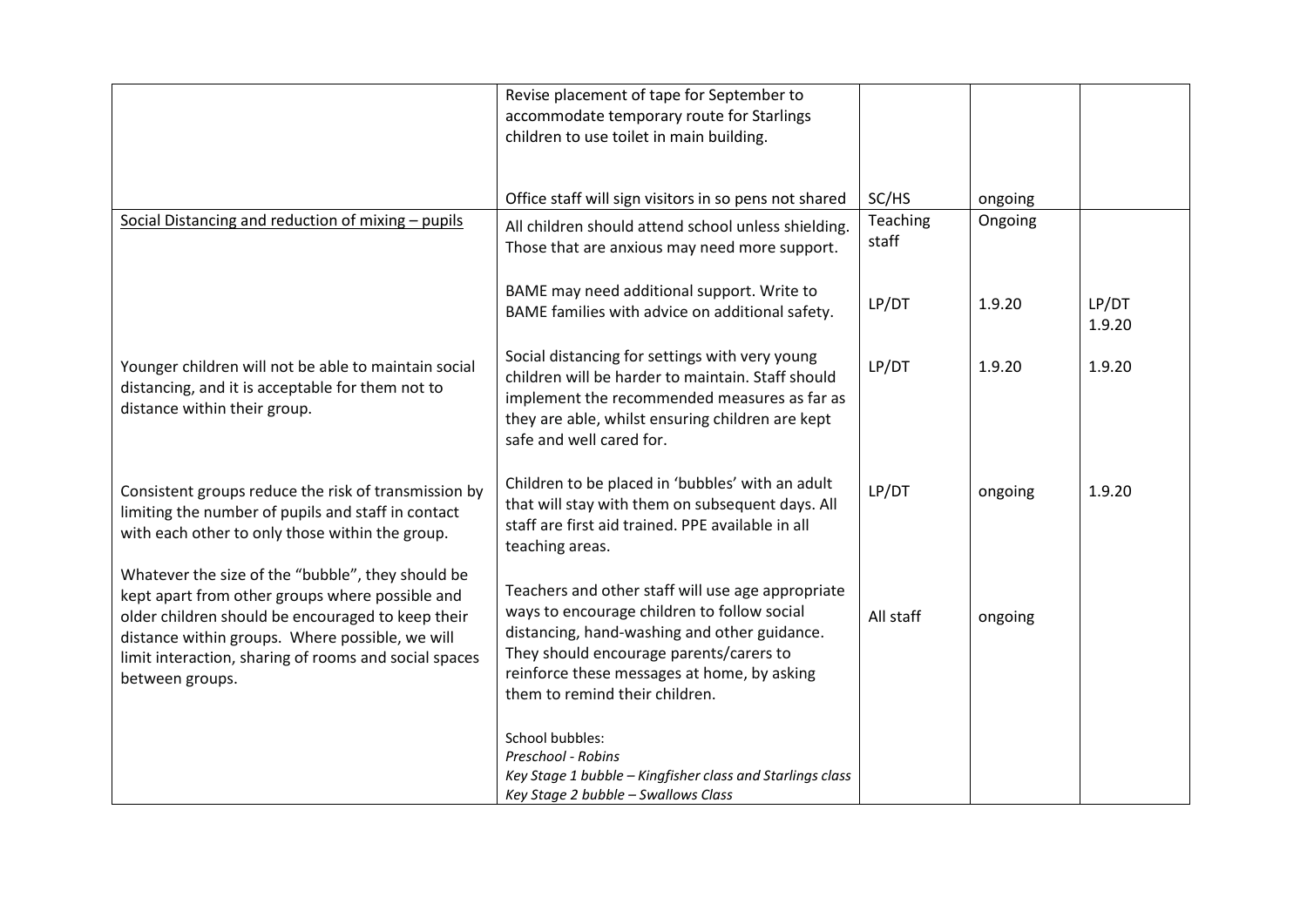| | | | | |
|---|---|---|---|---|
| | Revise placement of tape for September to accommodate temporary route for Starlings children to use toilet in main building. | | | |
| | Office staff will sign visitors in so pens not shared | SC/HS | ongoing | |
| Social Distancing and reduction of mixing – pupils | All children should attend school unless shielding. Those that are anxious may need more support. | Teaching staff | Ongoing | |
| | BAME may need additional support. Write to BAME families with advice on additional safety. | LP/DT | 1.9.20 | LP/DT 1.9.20 |
| Younger children will not be able to maintain social distancing, and it is acceptable for them not to distance within their group. | Social distancing for settings with very young children will be harder to maintain. Staff should implement the recommended measures as far as they are able, whilst ensuring children are kept safe and well cared for. | LP/DT | 1.9.20 | 1.9.20 |
| Consistent groups reduce the risk of transmission by limiting the number of pupils and staff in contact with each other to only those within the group. | Children to be placed in 'bubbles' with an adult that will stay with them on subsequent days. All staff are first aid trained. PPE available in all teaching areas. | LP/DT | ongoing | 1.9.20 |
| Whatever the size of the "bubble", they should be kept apart from other groups where possible and older children should be encouraged to keep their distance within groups. Where possible, we will limit interaction, sharing of rooms and social spaces between groups. | Teachers and other staff will use age appropriate ways to encourage children to follow social distancing, hand-washing and other guidance. They should encourage parents/carers to reinforce these messages at home, by asking them to remind their children. | All staff | ongoing | |
| | School bubbles:<br>*Preschool - Robins*<br>*Key Stage 1 bubble – Kingfisher class and Starlings class*<br>*Key Stage 2 bubble – Swallows Class* | | | |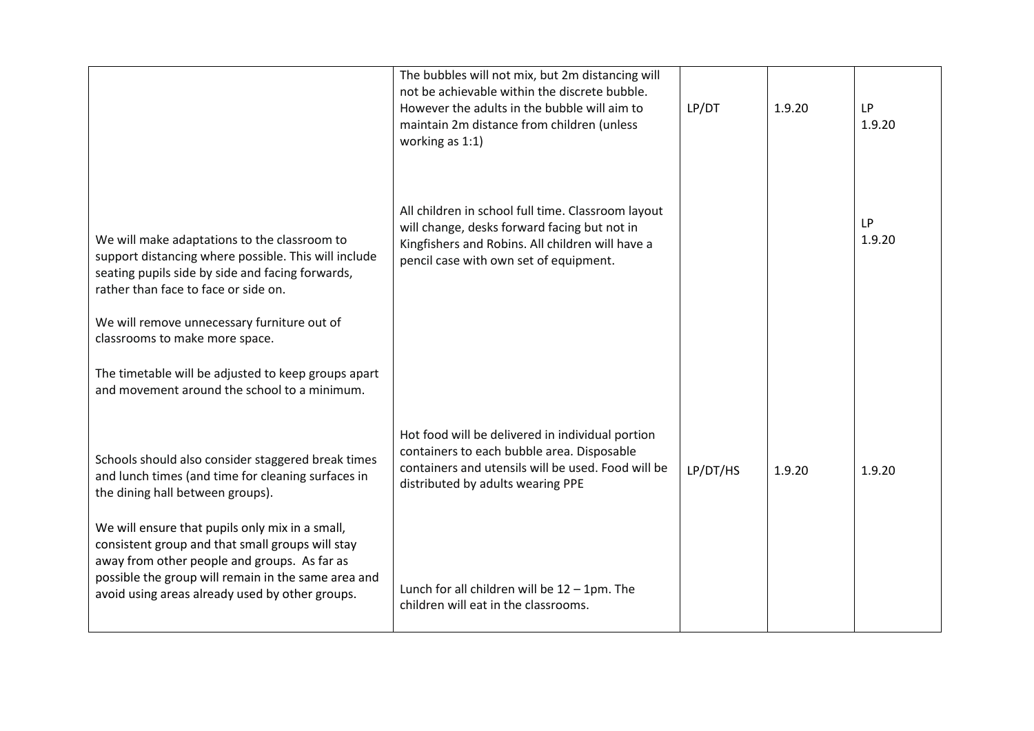| | | | | |
|---|---|---|---|---|
| | The bubbles will not mix, but 2m distancing will not be achievable within the discrete bubble. However the adults in the bubble will aim to maintain 2m distance from children (unless working as 1:1) | LP/DT | 1.9.20 | LP 1.9.20 |
| We will make adaptations to the classroom to support distancing where possible. This will include seating pupils side by side and facing forwards, rather than face to face or side on.<br><br>We will remove unnecessary furniture out of classrooms to make more space.<br><br>The timetable will be adjusted to keep groups apart and movement around the school to a minimum. | All children in school full time. Classroom layout will change, desks forward facing but not in Kingfishers and Robins. All children will have a pencil case with own set of equipment. | | | LP 1.9.20 |
| Schools should also consider staggered break times and lunch times (and time for cleaning surfaces in the dining hall between groups).<br><br>We will ensure that pupils only mix in a small, consistent group and that small groups will stay away from other people and groups. As far as possible the group will remain in the same area and avoid using areas already used by other groups. | Hot food will be delivered in individual portion containers to each bubble area. Disposable containers and utensils will be used. Food will be distributed by adults wearing PPE<br><br>Lunch for all children will be 12 – 1pm. The children will eat in the classrooms. | LP/DT/HS | 1.9.20 | 1.9.20 |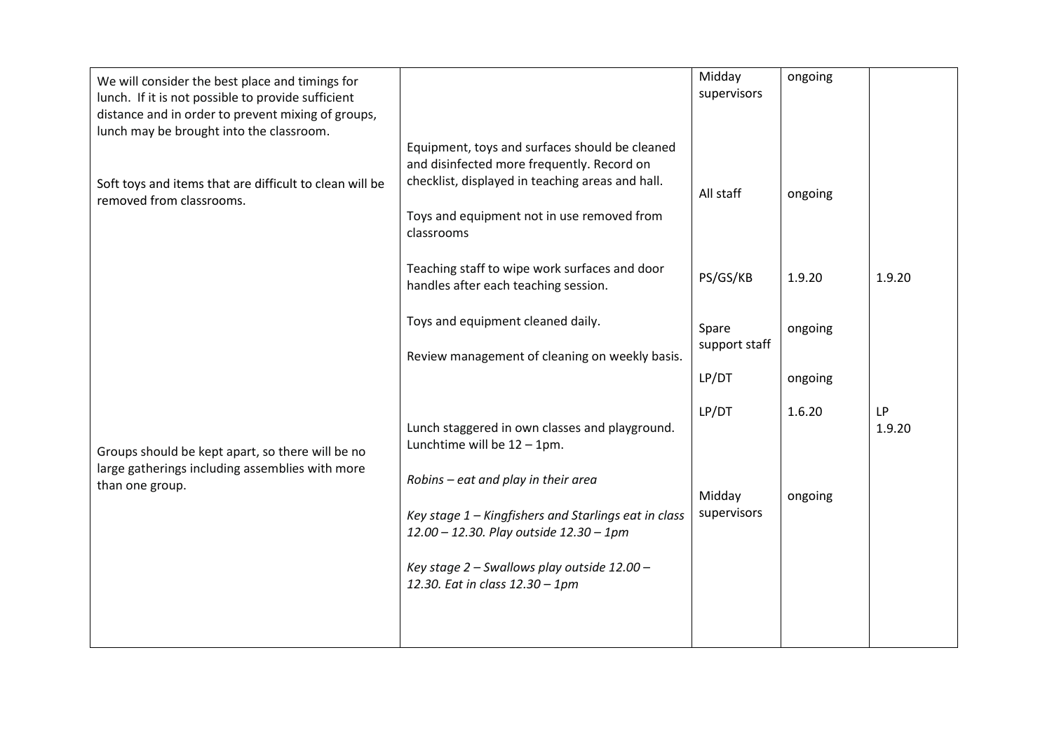| | | | | |
|---|---|---|---|---|
| We will consider the best place and timings for lunch. If it is not possible to provide sufficient distance and in order to prevent mixing of groups, lunch may be brought into the classroom. | | Midday supervisors | ongoing | |
| Soft toys and items that are difficult to clean will be removed from classrooms. | Equipment, toys and surfaces should be cleaned and disinfected more frequently. Record on checklist, displayed in teaching areas and hall.<br><br>Toys and equipment not in use removed from classrooms | All staff | ongoing | |
| | Teaching staff to wipe work surfaces and door handles after each teaching session. | PS/GS/KB | 1.9.20 | 1.9.20 |
| | Toys and equipment cleaned daily. | Spare support staff | ongoing | |
| | Review management of cleaning on weekly basis. | LP/DT | ongoing | |
| Groups should be kept apart, so there will be no large gatherings including assemblies with more than one group. | Lunch staggered in own classes and playground. Lunchtime will be 12 – 1pm. | LP/DT | 1.6.20 | LP 1.9.20 |
| | *Robins – eat and play in their area*<br><br>*Key stage 1 – Kingfishers and Starlings eat in class 12.00 – 12.30. Play outside 12.30 – 1pm*<br><br>*Key stage 2 – Swallows play outside 12.00 – 12.30. Eat in class 12.30 – 1pm* | Midday supervisors | ongoing | |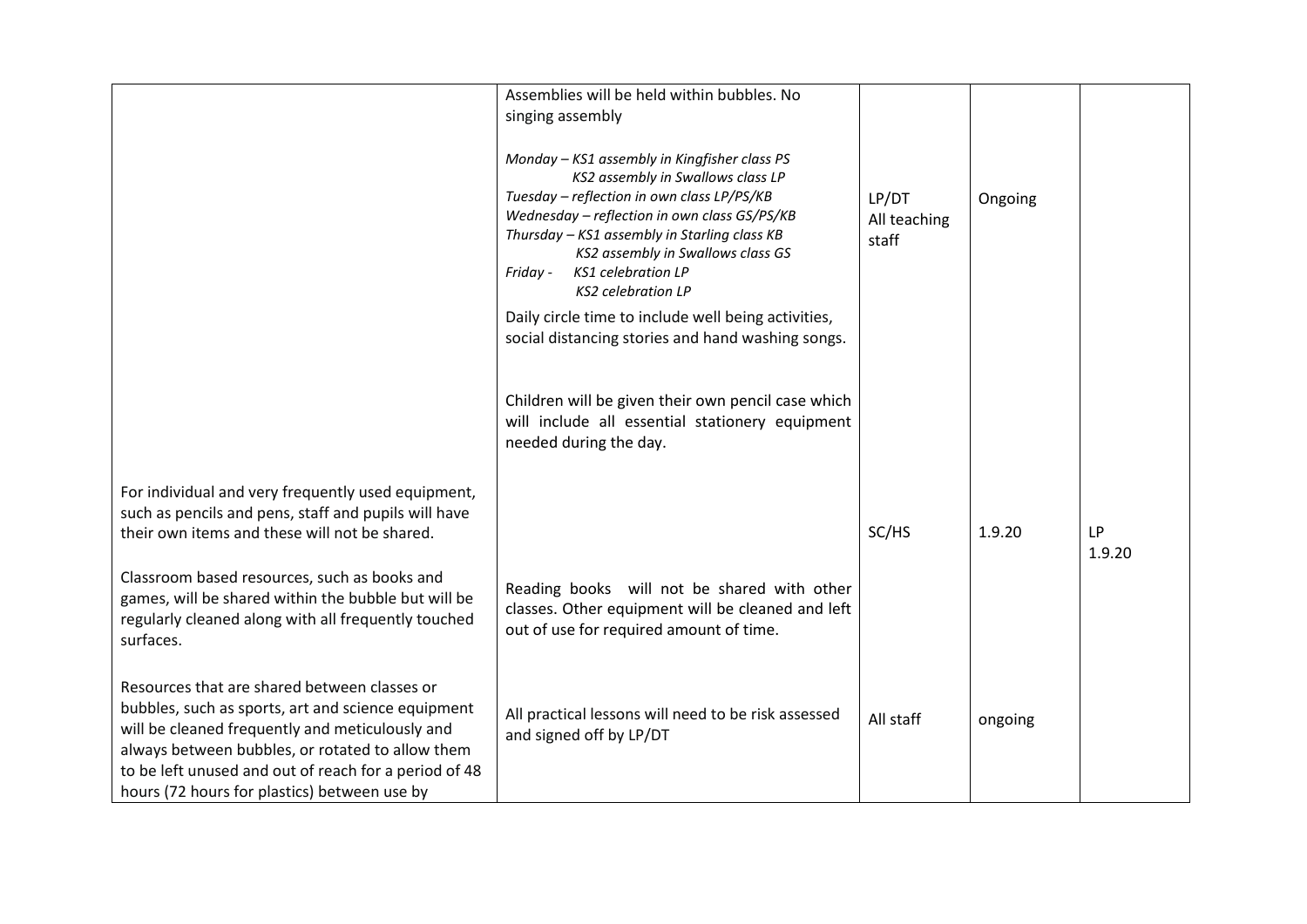| | | | | |
|---|---|---|---|---|
| | Assemblies will be held within bubbles. No singing assembly<br><br>*Monday – KS1 assembly in Kingfisher class PS*<br>*KS2 assembly in Swallows class LP*<br>*Tuesday – reflection in own class LP/PS/KB*<br>*Wednesday – reflection in own class GS/PS/KB*<br>*Thursday – KS1 assembly in Starling class KB*<br>*KS2 assembly in Swallows class GS*<br>*Friday - KS1 celebration LP*<br>*KS2 celebration LP*<br><br>Daily circle time to include well being activities, social distancing stories and hand washing songs. | LP/DT<br>All teaching staff | Ongoing | |
| For individual and very frequently used equipment, such as pencils and pens, staff and pupils will have their own items and these will not be shared.<br><br>Classroom based resources, such as books and games, will be shared within the bubble but will be regularly cleaned along with all frequently touched surfaces. | Children will be given their own pencil case which will include all essential stationery equipment needed during the day.<br><br>Reading books will not be shared with other classes. Other equipment will be cleaned and left out of use for required amount of time. | SC/HS | 1.9.20 | LP<br>1.9.20 |
| Resources that are shared between classes or bubbles, such as sports, art and science equipment will be cleaned frequently and meticulously and always between bubbles, or rotated to allow them to be left unused and out of reach for a period of 48 hours (72 hours for plastics) between use by | All practical lessons will need to be risk assessed and signed off by LP/DT | All staff | ongoing | |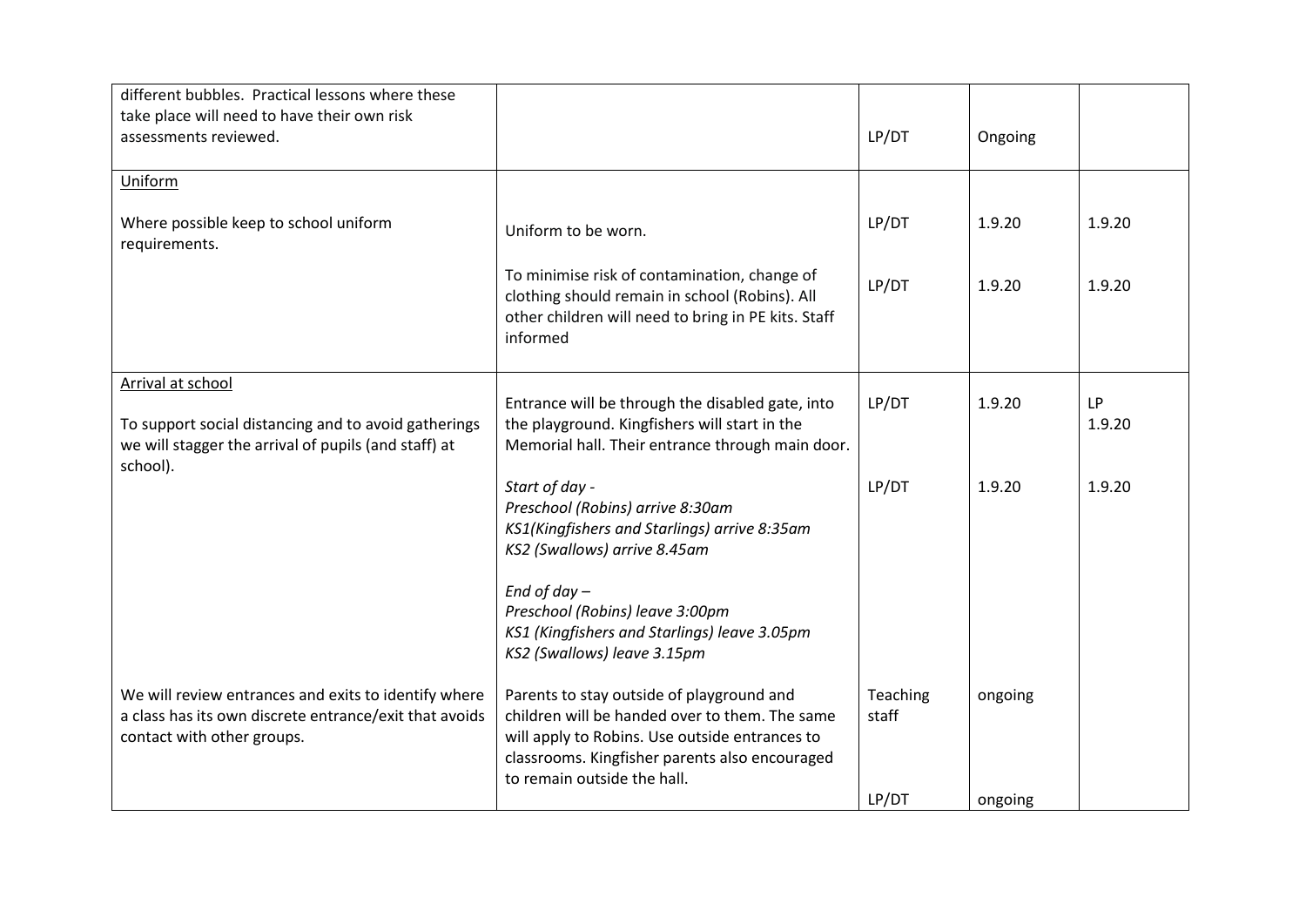| | | | | |
|---|---|---|---|---|
| different bubbles. Practical lessons where these take place will need to have their own risk assessments reviewed. | | LP/DT | Ongoing | |
| Uniform<br><br>Where possible keep to school uniform requirements. | Uniform to be worn. | LP/DT | 1.9.20 | 1.9.20 |
| | To minimise risk of contamination, change of clothing should remain in school (Robins). All other children will need to bring in PE kits. Staff informed | LP/DT | 1.9.20 | 1.9.20 |
| Arrival at school<br><br>To support social distancing and to avoid gatherings we will stagger the arrival of pupils (and staff) at school). | Entrance will be through the disabled gate, into the playground. Kingfishers will start in the Memorial hall. Their entrance through main door. | LP/DT | 1.9.20 | LP 1.9.20 |
| | *Start of day -*<br>*Preschool (Robins) arrive 8:30am*<br>*KS1(Kingfishers and Starlings) arrive 8:35am*<br>*KS2 (Swallows) arrive 8.45am*<br><br>*End of day –*<br>*Preschool (Robins) leave 3:00pm*<br>*KS1 (Kingfishers and Starlings) leave 3.05pm*<br>*KS2 (Swallows) leave 3.15pm* | LP/DT | 1.9.20 | 1.9.20 |
| We will review entrances and exits to identify where a class has its own discrete entrance/exit that avoids contact with other groups. | Parents to stay outside of playground and children will be handed over to them. The same will apply to Robins. Use outside entrances to classrooms. Kingfisher parents also encouraged to remain outside the hall. | Teaching staff<br><br>LP/DT | ongoing<br><br>ongoing | |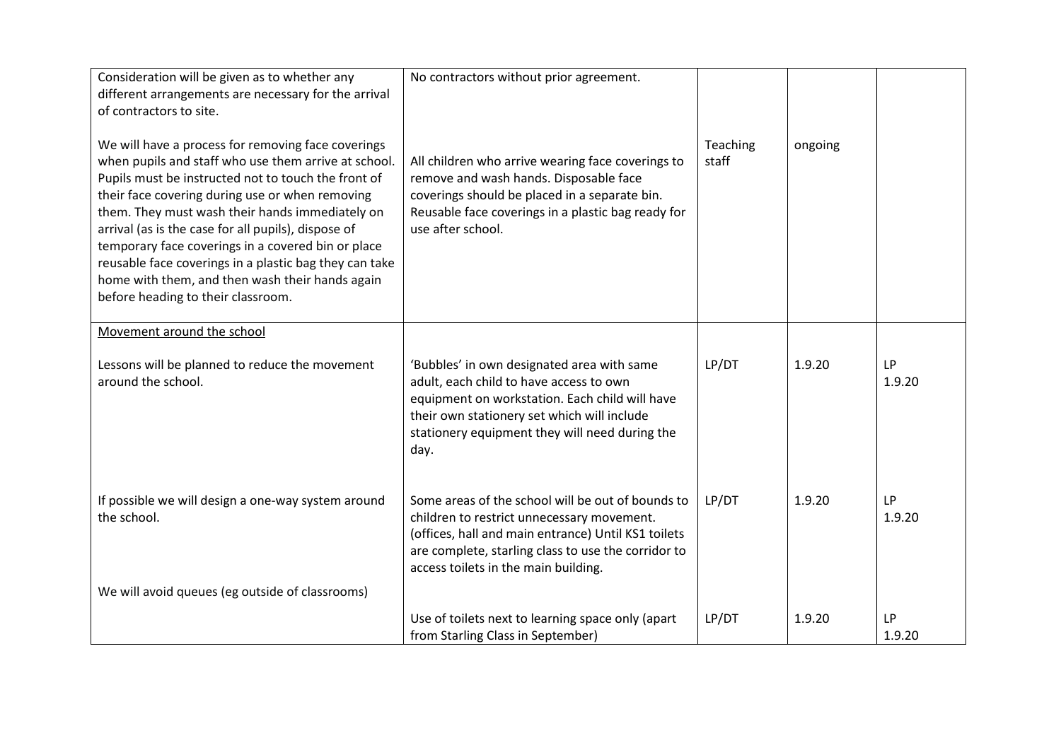| | | | | |
|---|---|---|---|---|
| Consideration will be given as to whether any different arrangements are necessary for the arrival of contractors to site. | No contractors without prior agreement. | | | |
| We will have a process for removing face coverings when pupils and staff who use them arrive at school. Pupils must be instructed not to touch the front of their face covering during use or when removing them. They must wash their hands immediately on arrival (as is the case for all pupils), dispose of temporary face coverings in a covered bin or place reusable face coverings in a plastic bag they can take home with them, and then wash their hands again before heading to their classroom. | All children who arrive wearing face coverings to remove and wash hands. Disposable face coverings should be placed in a separate bin. Reusable face coverings in a plastic bag ready for use after school. | Teaching staff | ongoing | |
| <u>Movement around the school</u> | | | | |
| Lessons will be planned to reduce the movement around the school. | 'Bubbles' in own designated area with same adult, each child to have access to own equipment on workstation. Each child will have their own stationery set which will include stationery equipment they will need during the day. | LP/DT | 1.9.20 | LP 1.9.20 |
| If possible we will design a one-way system around the school. | Some areas of the school will be out of bounds to children to restrict unnecessary movement. (offices, hall and main entrance) Until KS1 toilets are complete, starling class to use the corridor to access toilets in the main building. | LP/DT | 1.9.20 | LP 1.9.20 |
| We will avoid queues (eg outside of classrooms) | Use of toilets next to learning space only (apart from Starling Class in September) | LP/DT | 1.9.20 | LP 1.9.20 |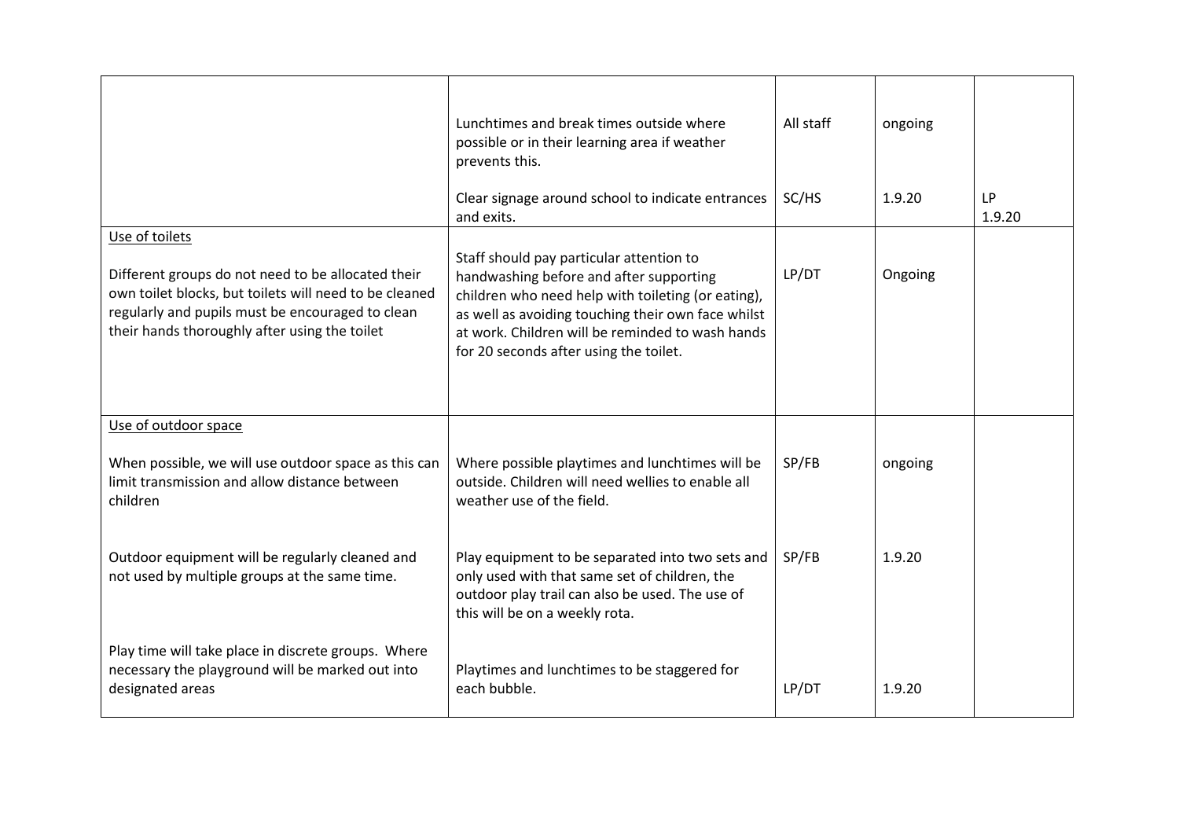| | | | | |
|---|---|---|---|---|
| | Lunchtimes and break times outside where possible or in their learning area if weather prevents this.<br><br>Clear signage around school to indicate entrances and exits. | All staff<br><br>SC/HS | ongoing<br><br>1.9.20 | <br><br>LP 1.9.20 |
| Use of toilets<br><br>Different groups do not need to be allocated their own toilet blocks, but toilets will need to be cleaned regularly and pupils must be encouraged to clean their hands thoroughly after using the toilet | Staff should pay particular attention to handwashing before and after supporting children who need help with toileting (or eating), as well as avoiding touching their own face whilst at work. Children will be reminded to wash hands for 20 seconds after using the toilet. | LP/DT | Ongoing | |
| Use of outdoor space<br><br>When possible, we will use outdoor space as this can limit transmission and allow distance between children | Where possible playtimes and lunchtimes will be outside. Children will need wellies to enable all weather use of the field. | SP/FB | ongoing | |
| Outdoor equipment will be regularly cleaned and not used by multiple groups at the same time. | Play equipment to be separated into two sets and only used with that same set of children, the outdoor play trail can also be used. The use of this will be on a weekly rota. | SP/FB | 1.9.20 | |
| Play time will take place in discrete groups. Where necessary the playground will be marked out into designated areas | Playtimes and lunchtimes to be staggered for each bubble. | LP/DT | 1.9.20 | |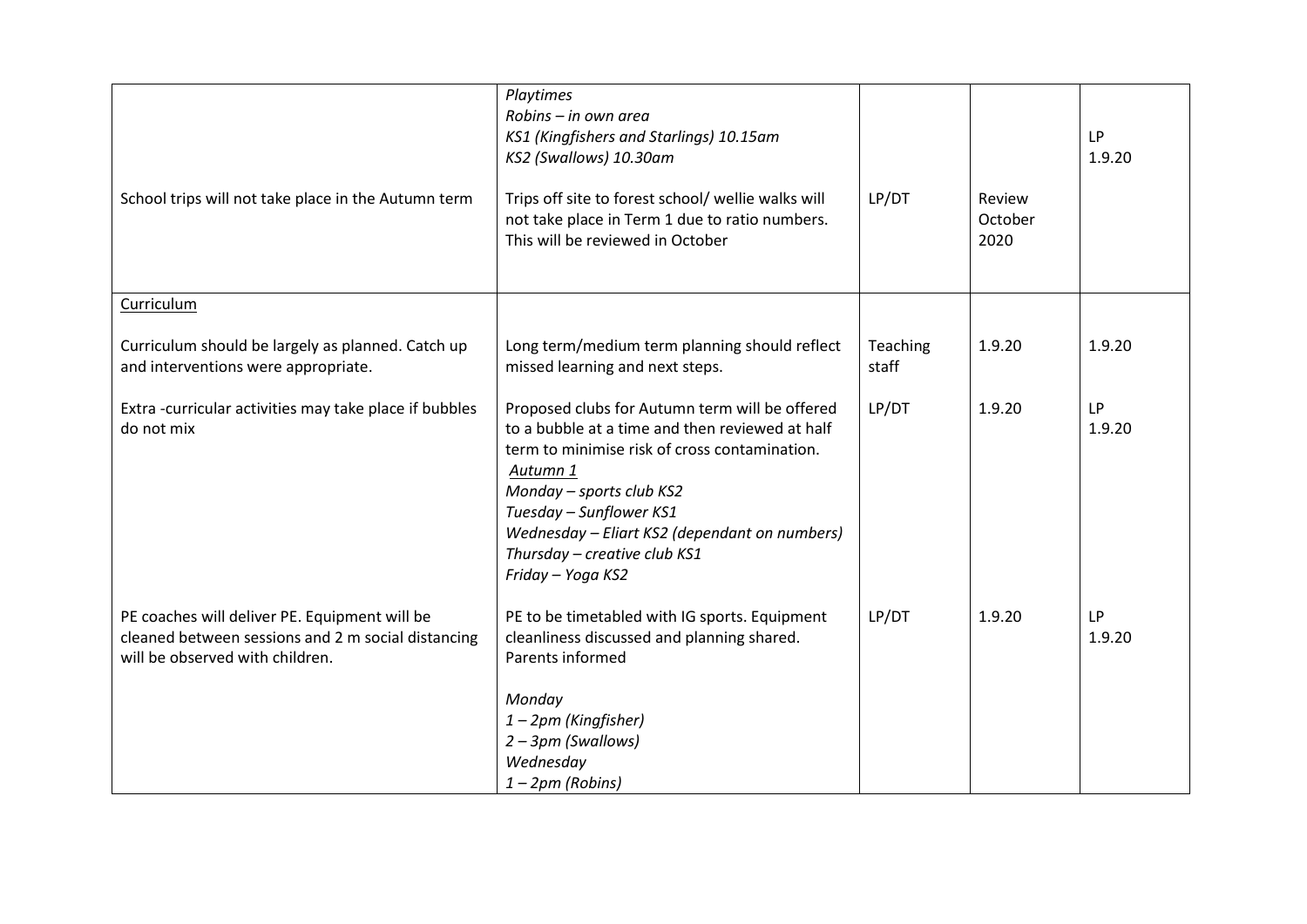| | | | | |
|---|---|---|---|---|
| | *Playtimes*<br>*Robins – in own area*<br>*KS1 (Kingfishers and Starlings) 10.15am*<br>*KS2 (Swallows) 10.30am* | | | LP<br>1.9.20 |
| School trips will not take place in the Autumn term | Trips off site to forest school/ wellie walks will not take place in Term 1 due to ratio numbers. This will be reviewed in October | LP/DT | Review October 2020 | |
| <u>Curriculum</u> | | | | |
| Curriculum should be largely as planned. Catch up and interventions were appropriate. | Long term/medium term planning should reflect missed learning and next steps. | Teaching staff | 1.9.20 | 1.9.20 |
| Extra -curricular activities may take place if bubbles do not mix | Proposed clubs for Autumn term will be offered to a bubble at a time and then reviewed at half term to minimise risk of cross contamination.<br>*<u>Autumn 1</u>*<br>*Monday – sports club KS2*<br>*Tuesday – Sunflower KS1*<br>*Wednesday – Eliart KS2 (dependant on numbers)*<br>*Thursday – creative club KS1*<br>*Friday – Yoga KS2* | LP/DT | 1.9.20 | LP<br>1.9.20 |
| PE coaches will deliver PE. Equipment will be cleaned between sessions and 2 m social distancing will be observed with children. | PE to be timetabled with IG sports. Equipment cleanliness discussed and planning shared. Parents informed<br><br>*Monday*<br>*1 – 2pm (Kingfisher)*<br>*2 – 3pm (Swallows)*<br>*Wednesday*<br>*1 – 2pm (Robins)* | LP/DT | 1.9.20 | LP<br>1.9.20 |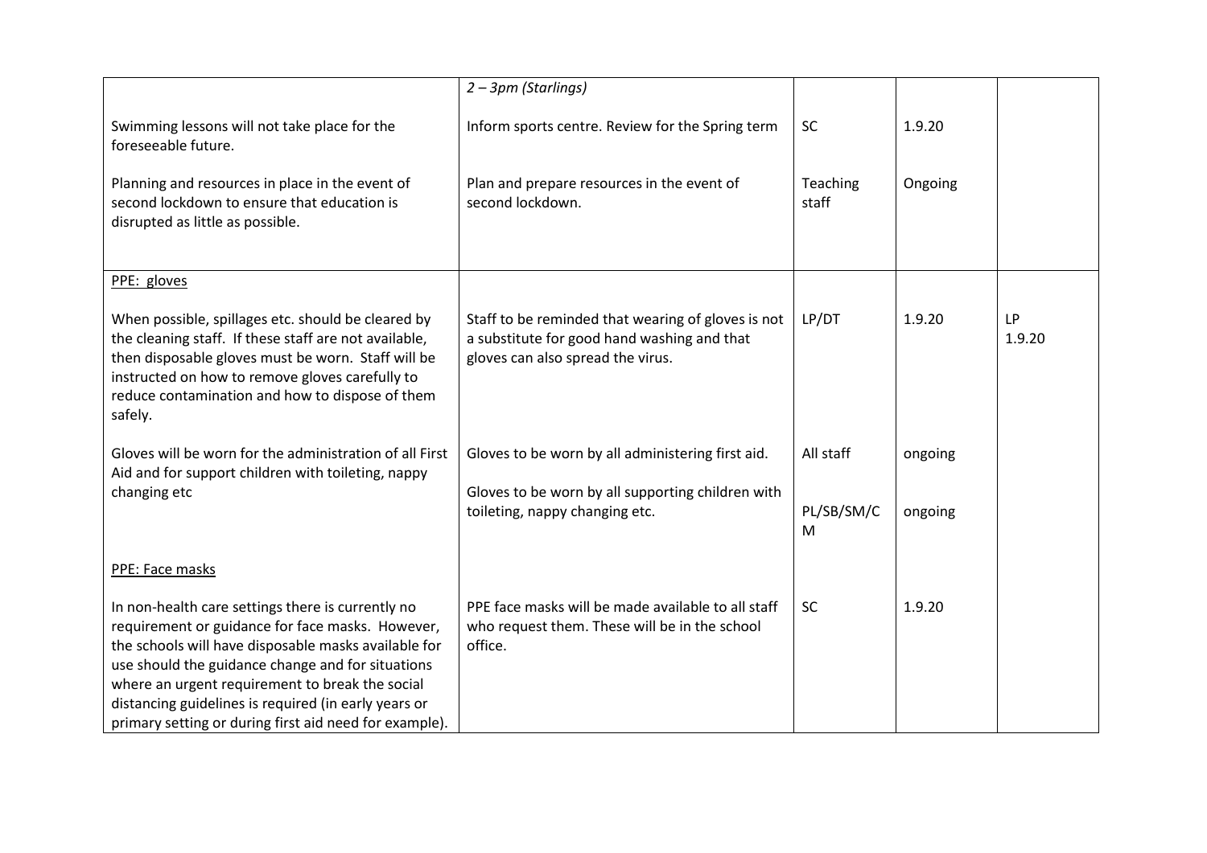| | | | | |
|---|---|---|---|---|
| | *2 – 3pm (Starlings)* | | | |
| Swimming lessons will not take place for the foreseeable future. | Inform sports centre. Review for the Spring term | SC | 1.9.20 | |
| Planning and resources in place in the event of second lockdown to ensure that education is disrupted as little as possible. | Plan and prepare resources in the event of second lockdown. | Teaching staff | Ongoing | |
| PPE: gloves | | | | |
| When possible, spillages etc. should be cleared by the cleaning staff. If these staff are not available, then disposable gloves must be worn. Staff will be instructed on how to remove gloves carefully to reduce contamination and how to dispose of them safely. | Staff to be reminded that wearing of gloves is not a substitute for good hand washing and that gloves can also spread the virus. | LP/DT | 1.9.20 | LP 1.9.20 |
| Gloves will be worn for the administration of all First Aid and for support children with toileting, nappy changing etc | Gloves to be worn by all administering first aid. | All staff | ongoing | |
| | Gloves to be worn by all supporting children with toileting, nappy changing etc. | PL/SB/SM/CM | ongoing | |
| PPE: Face masks | | | | |
| In non-health care settings there is currently no requirement or guidance for face masks. However, the schools will have disposable masks available for use should the guidance change and for situations where an urgent requirement to break the social distancing guidelines is required (in early years or primary setting or during first aid need for example). | PPE face masks will be made available to all staff who request them. These will be in the school office. | SC | 1.9.20 | |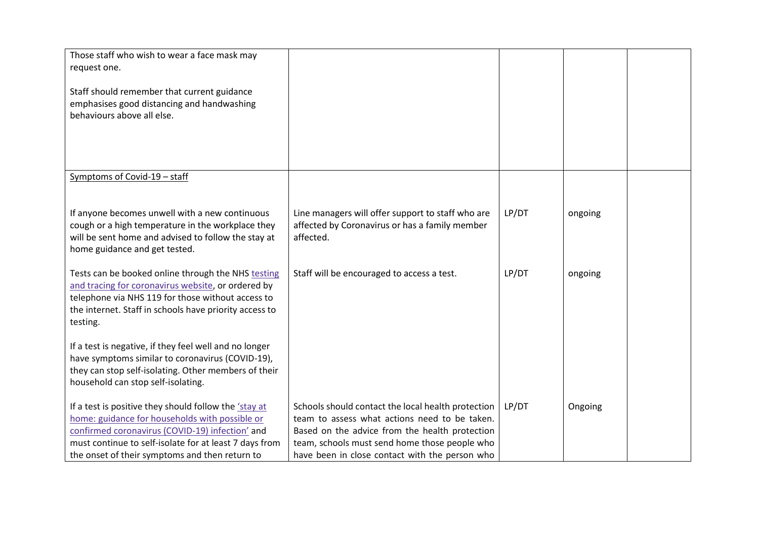| | | | | |
|---|---|---|---|---|
| Those staff who wish to wear a face mask may request one.<br><br>Staff should remember that current guidance emphasises good distancing and handwashing behaviours above all else. | | | | |
| Symptoms of Covid-19 – staff | | | | |
| If anyone becomes unwell with a new continuous cough or a high temperature in the workplace they will be sent home and advised to follow the stay at home guidance and get tested. | Line managers will offer support to staff who are affected by Coronavirus or has a family member affected. | LP/DT | ongoing | |
| Tests can be booked online through the NHS testing and tracing for coronavirus website, or ordered by telephone via NHS 119 for those without access to the internet. Staff in schools have priority access to testing.<br><br>If a test is negative, if they feel well and no longer have symptoms similar to coronavirus (COVID-19), they can stop self-isolating. Other members of their household can stop self-isolating. | Staff will be encouraged to access a test. | LP/DT | ongoing | |
| If a test is positive they should follow the 'stay at home: guidance for households with possible or confirmed coronavirus (COVID-19) infection' and must continue to self-isolate for at least 7 days from the onset of their symptoms and then return to | Schools should contact the local health protection team to assess what actions need to be taken. Based on the advice from the health protection team, schools must send home those people who have been in close contact with the person who | LP/DT | Ongoing | |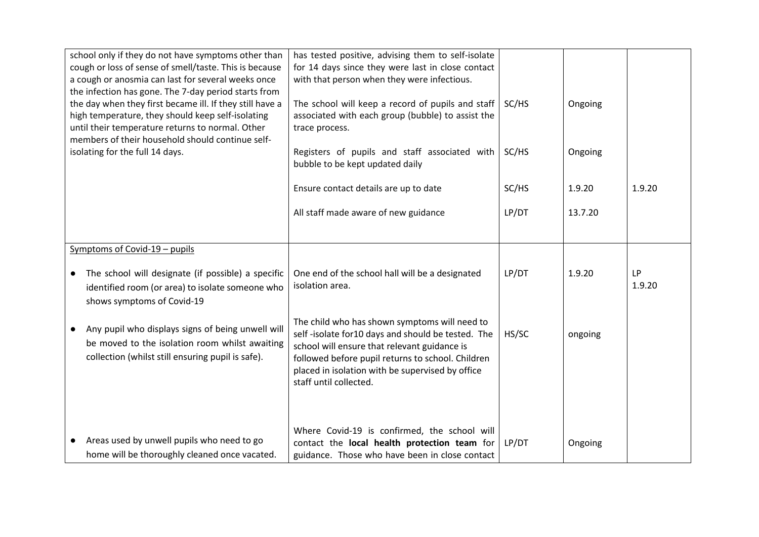| | | | | |
|---|---|---|---|---|
| school only if they do not have symptoms other than cough or loss of sense of smell/taste. This is because a cough or anosmia can last for several weeks once the infection has gone. The 7-day period starts from the day when they first became ill. If they still have a high temperature, they should keep self-isolating until their temperature returns to normal. Other members of their household should continue self-isolating for the full 14 days. | has tested positive, advising them to self-isolate for 14 days since they were last in close contact with that person when they were infectious.<br><br>The school will keep a record of pupils and staff associated with each group (bubble) to assist the trace process.<br><br>Registers of pupils and staff associated with bubble to be kept updated daily<br><br>Ensure contact details are up to date<br><br>All staff made aware of new guidance | <br><br><br>SC/HS<br><br>SC/HS<br><br>SC/HS<br><br>LP/DT | <br><br><br>Ongoing<br><br>Ongoing<br><br>1.9.20<br><br>13.7.20 | <br><br><br><br><br><br><br>1.9.20 |
| Symptoms of Covid-19 – pupils<br><br>● The school will designate (if possible) a specific identified room (or area) to isolate someone who shows symptoms of Covid-19<br><br>● Any pupil who displays signs of being unwell will be moved to the isolation room whilst awaiting collection (whilst still ensuring pupil is safe).<br><br>● Areas used by unwell pupils who need to go home will be thoroughly cleaned once vacated. | One end of the school hall will be a designated isolation area.<br><br>The child who has shown symptoms will need to self -isolate for10 days and should be tested. The school will ensure that relevant guidance is followed before pupil returns to school. Children placed in isolation with be supervised by office staff until collected.<br><br>Where Covid-19 is confirmed, the school will contact the **local health protection team** for guidance. Those who have been in close contact | LP/DT<br><br>HS/SC<br><br>LP/DT | 1.9.20<br><br>ongoing<br><br>Ongoing | LP 1.9.20 |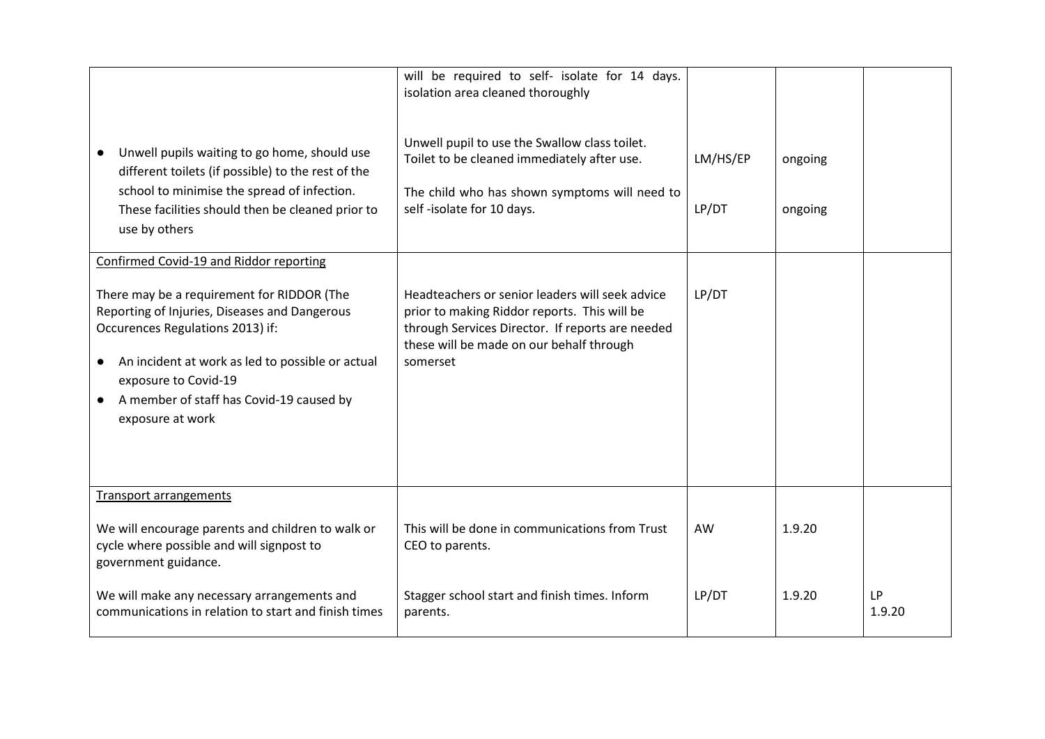| | | | | |
|---|---|---|---|---|
| ● Unwell pupils waiting to go home, should use different toilets (if possible) to the rest of the school to minimise the spread of infection. These facilities should then be cleaned prior to use by others | will be required to self- isolate for 14 days. isolation area cleaned thoroughly<br><br>Unwell pupil to use the Swallow class toilet. Toilet to be cleaned immediately after use.<br><br>The child who has shown symptoms will need to self -isolate for 10 days. | LM/HS/EP<br><br>LP/DT | ongoing<br><br>ongoing | |
| <u>Confirmed Covid-19 and Riddor reporting</u><br><br>There may be a requirement for RIDDOR (The Reporting of Injuries, Diseases and Dangerous Occurences Regulations 2013) if:<br>● An incident at work as led to possible or actual exposure to Covid-19<br>● A member of staff has Covid-19 caused by exposure at work | Headteachers or senior leaders will seek advice prior to making Riddor reports. This will be through Services Director. If reports are needed these will be made on our behalf through somerset | LP/DT | | |
| <u>Transport arrangements</u><br><br>We will encourage parents and children to walk or cycle where possible and will signpost to government guidance.<br><br>We will make any necessary arrangements and communications in relation to start and finish times | This will be done in communications from Trust CEO to parents.<br><br>Stagger school start and finish times. Inform parents. | AW<br><br>LP/DT | 1.9.20<br><br>1.9.20 | <br><br>LP 1.9.20 |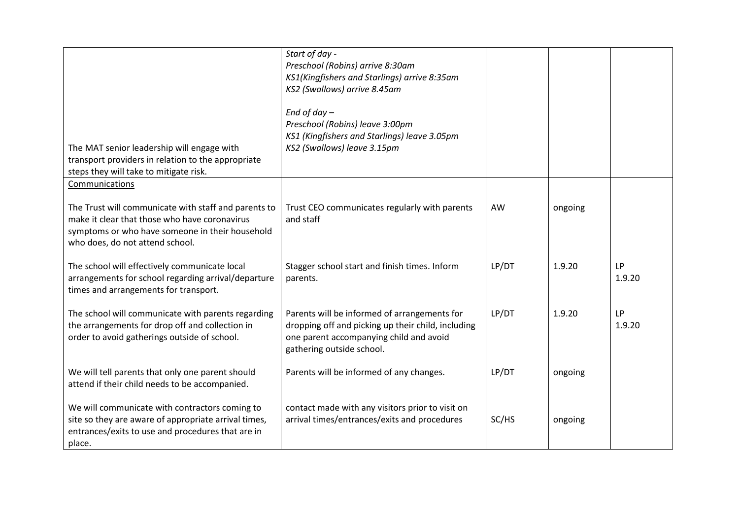| | | | | |
|---|---|---|---|---|
| The MAT senior leadership will engage with transport providers in relation to the appropriate steps they will take to mitigate risk. | *Start of day -*<br>*Preschool (Robins) arrive 8:30am*<br>*KS1(Kingfishers and Starlings) arrive 8:35am*<br>*KS2 (Swallows) arrive 8.45am*<br><br>*End of day –*<br>*Preschool (Robins) leave 3:00pm*<br>*KS1 (Kingfishers and Starlings) leave 3.05pm*<br>*KS2 (Swallows) leave 3.15pm* | | | |
| <u>Communications</u><br><br>The Trust will communicate with staff and parents to make it clear that those who have coronavirus symptoms or who have someone in their household who does, do not attend school. | Trust CEO communicates regularly with parents and staff | AW | ongoing | |
| The school will effectively communicate local arrangements for school regarding arrival/departure times and arrangements for transport. | Stagger school start and finish times. Inform parents. | LP/DT | 1.9.20 | LP 1.9.20 |
| The school will communicate with parents regarding the arrangements for drop off and collection in order to avoid gatherings outside of school. | Parents will be informed of arrangements for dropping off and picking up their child, including one parent accompanying child and avoid gathering outside school. | LP/DT | 1.9.20 | LP 1.9.20 |
| We will tell parents that only one parent should attend if their child needs to be accompanied. | Parents will be informed of any changes. | LP/DT | ongoing | |
| We will communicate with contractors coming to site so they are aware of appropriate arrival times, entrances/exits to use and procedures that are in place. | contact made with any visitors prior to visit on arrival times/entrances/exits and procedures | SC/HS | ongoing | |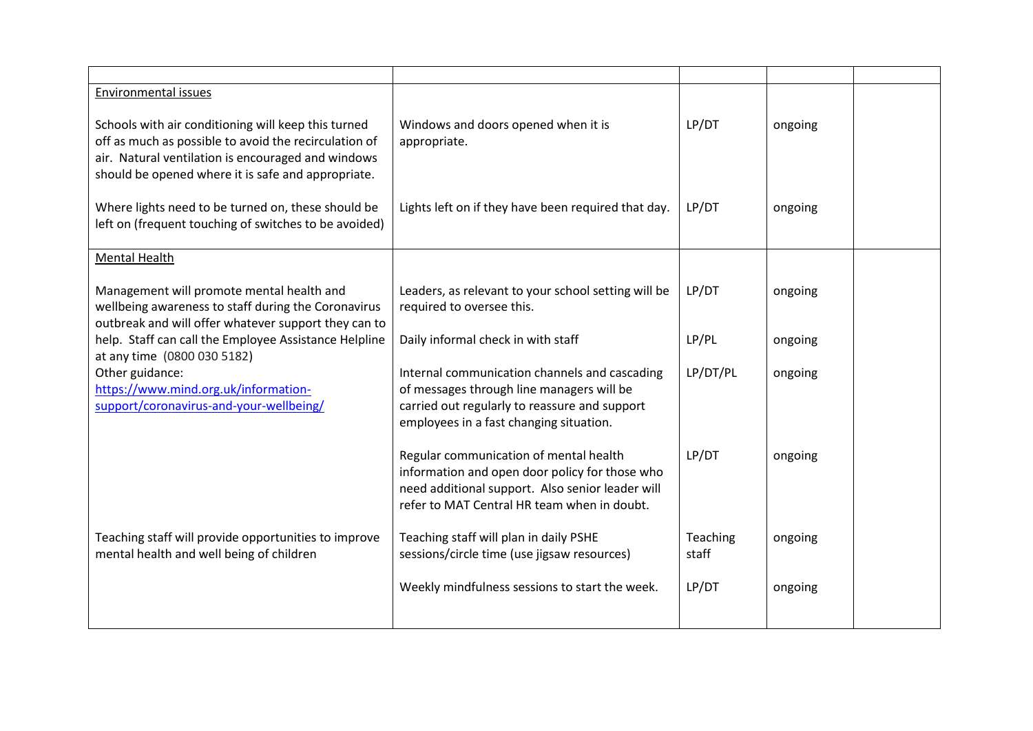| | | | | |
|---|---|---|---|---|
| | | | | |
| Environmental issues<br><br>Schools with air conditioning will keep this turned off as much as possible to avoid the recirculation of air. Natural ventilation is encouraged and windows should be opened where it is safe and appropriate.<br><br>Where lights need to be turned on, these should be left on (frequent touching of switches to be avoided) | Windows and doors opened when it is appropriate.<br><br>Lights left on if they have been required that day. | LP/DT<br><br>LP/DT | ongoing<br><br>ongoing | |
| Mental Health<br><br>Management will promote mental health and wellbeing awareness to staff during the Coronavirus outbreak and will offer whatever support they can to help. Staff can call the Employee Assistance Helpline at any time (0800 030 5182)<br>Other guidance:<br>[https://www.mind.org.uk/information-support/coronavirus-and-your-wellbeing/](https://www.mind.org.uk/information-support/coronavirus-and-your-wellbeing/)<br><br>Teaching staff will provide opportunities to improve mental health and well being of children | Leaders, as relevant to your school setting will be required to oversee this.<br><br>Daily informal check in with staff<br><br>Internal communication channels and cascading of messages through line managers will be carried out regularly to reassure and support employees in a fast changing situation.<br><br>Regular communication of mental health information and open door policy for those who need additional support. Also senior leader will refer to MAT Central HR team when in doubt.<br><br>Teaching staff will plan in daily PSHE sessions/circle time (use jigsaw resources)<br><br>Weekly mindfulness sessions to start the week. | LP/DT<br><br>LP/PL<br><br>LP/DT/PL<br><br>LP/DT<br><br>Teaching staff<br><br>LP/DT | ongoing<br><br>ongoing<br><br>ongoing<br><br>ongoing<br><br>ongoing<br><br>ongoing | |